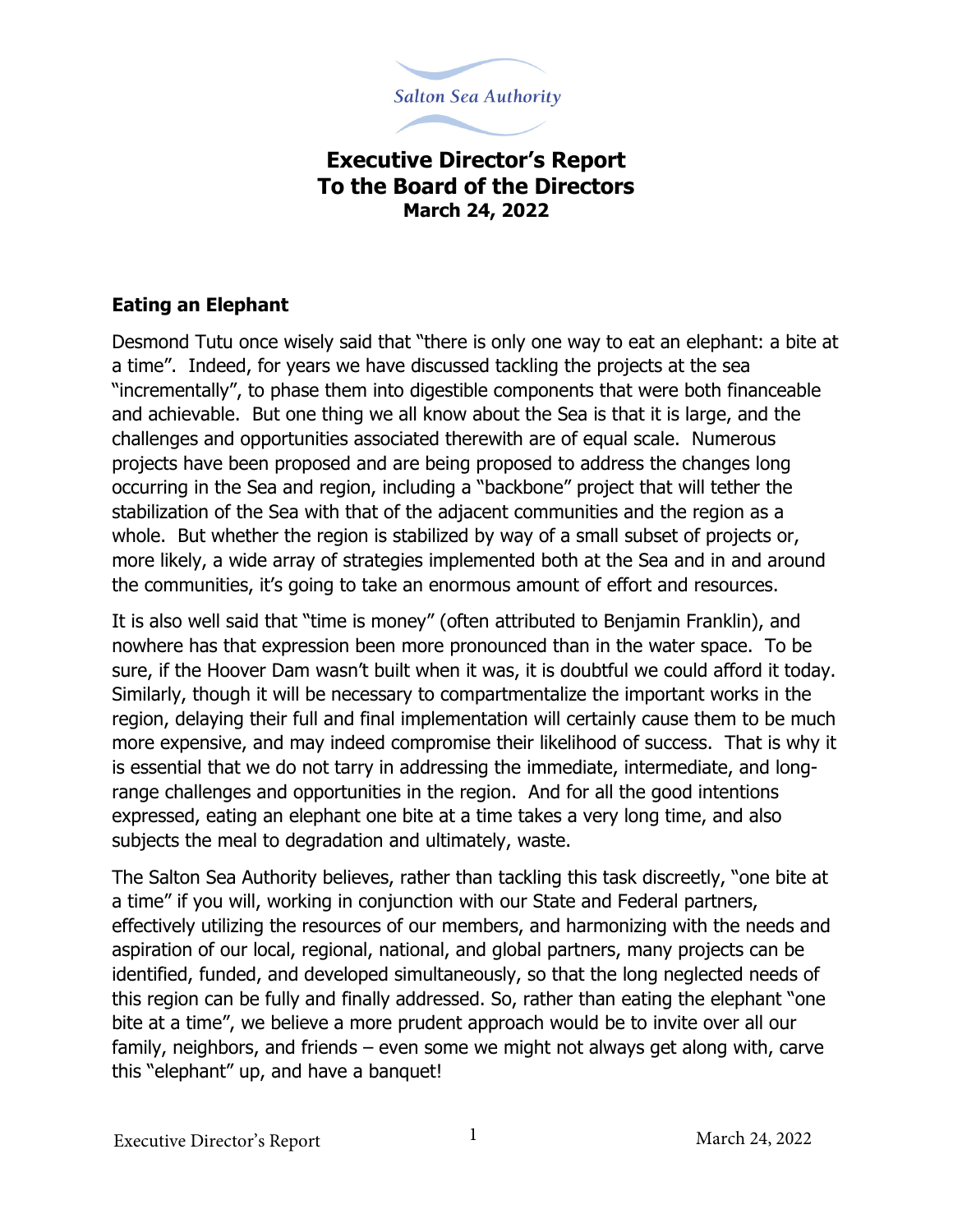Salton Sea Authority

# Executive Director's Report
# To the Board of the Directors
**March 24, 2022**

## Eating an Elephant

Desmond Tutu once wisely said that "there is only one way to eat an elephant: a bite at a time". Indeed, for years we have discussed tackling the projects at the sea "incrementally", to phase them into digestible components that were both financeable and achievable. But one thing we all know about the Sea is that it is large, and the challenges and opportunities associated therewith are of equal scale. Numerous projects have been proposed and are being proposed to address the changes long occurring in the Sea and region, including a "backbone" project that will tether the stabilization of the Sea with that of the adjacent communities and the region as a whole. But whether the region is stabilized by way of a small subset of projects or, more likely, a wide array of strategies implemented both at the Sea and in and around the communities, it's going to take an enormous amount of effort and resources.

It is also well said that "time is money" (often attributed to Benjamin Franklin), and nowhere has that expression been more pronounced than in the water space. To be sure, if the Hoover Dam wasn't built when it was, it is doubtful we could afford it today. Similarly, though it will be necessary to compartmentalize the important works in the region, delaying their full and final implementation will certainly cause them to be much more expensive, and may indeed compromise their likelihood of success. That is why it is essential that we do not tarry in addressing the immediate, intermediate, and long-range challenges and opportunities in the region. And for all the good intentions expressed, eating an elephant one bite at a time takes a very long time, and also subjects the meal to degradation and ultimately, waste.

The Salton Sea Authority believes, rather than tackling this task discreetly, "one bite at a time" if you will, working in conjunction with our State and Federal partners, effectively utilizing the resources of our members, and harmonizing with the needs and aspiration of our local, regional, national, and global partners, many projects can be identified, funded, and developed simultaneously, so that the long neglected needs of this region can be fully and finally addressed. So, rather than eating the elephant "one bite at a time", we believe a more prudent approach would be to invite over all our family, neighbors, and friends – even some we might not always get along with, carve this "elephant" up, and have a banquet!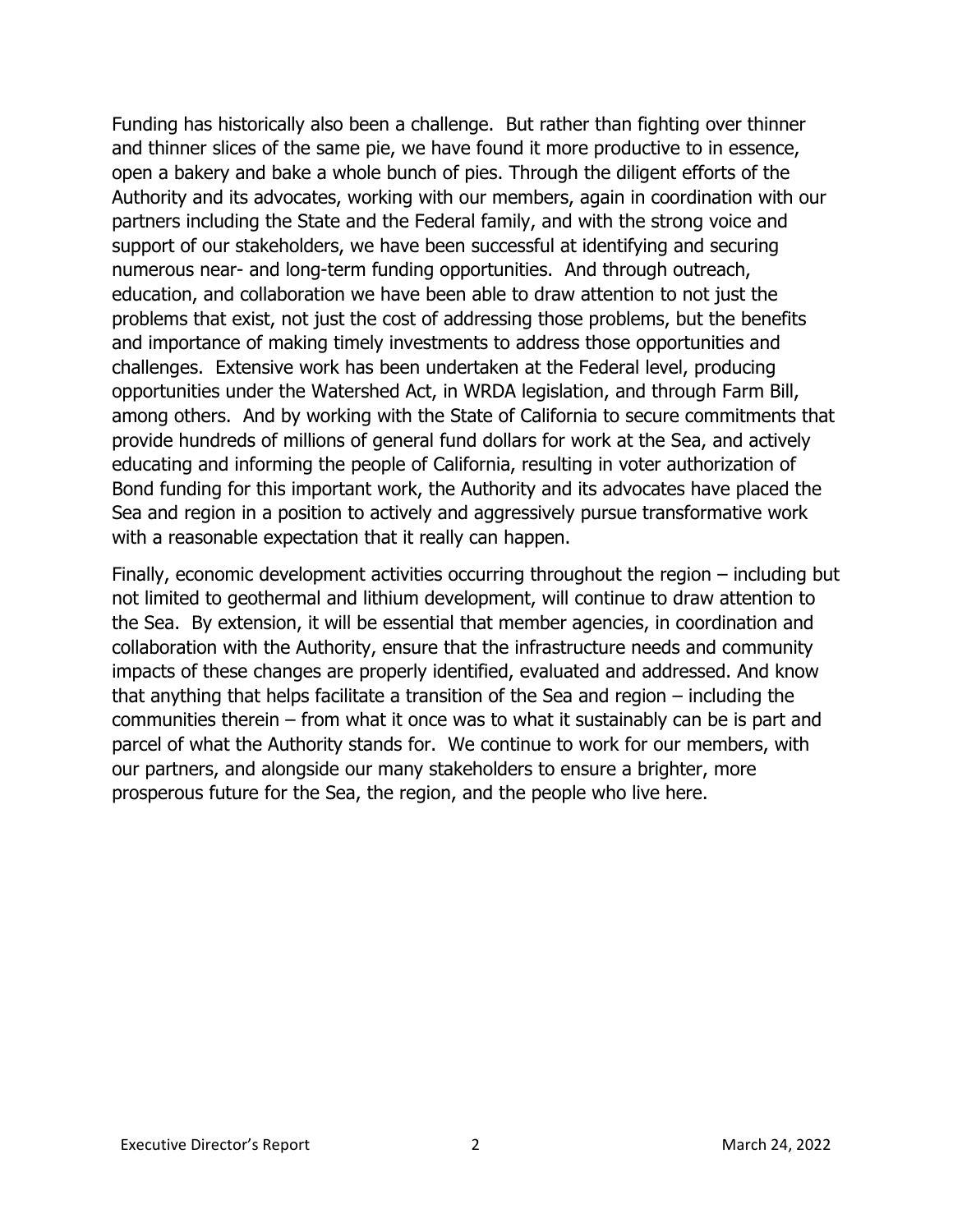Funding has historically also been a challenge. But rather than fighting over thinner and thinner slices of the same pie, we have found it more productive to in essence, open a bakery and bake a whole bunch of pies. Through the diligent efforts of the Authority and its advocates, working with our members, again in coordination with our partners including the State and the Federal family, and with the strong voice and support of our stakeholders, we have been successful at identifying and securing numerous near- and long-term funding opportunities. And through outreach, education, and collaboration we have been able to draw attention to not just the problems that exist, not just the cost of addressing those problems, but the benefits and importance of making timely investments to address those opportunities and challenges. Extensive work has been undertaken at the Federal level, producing opportunities under the Watershed Act, in WRDA legislation, and through Farm Bill, among others. And by working with the State of California to secure commitments that provide hundreds of millions of general fund dollars for work at the Sea, and actively educating and informing the people of California, resulting in voter authorization of Bond funding for this important work, the Authority and its advocates have placed the Sea and region in a position to actively and aggressively pursue transformative work with a reasonable expectation that it really can happen.

Finally, economic development activities occurring throughout the region – including but not limited to geothermal and lithium development, will continue to draw attention to the Sea. By extension, it will be essential that member agencies, in coordination and collaboration with the Authority, ensure that the infrastructure needs and community impacts of these changes are properly identified, evaluated and addressed. And know that anything that helps facilitate a transition of the Sea and region – including the communities therein – from what it once was to what it sustainably can be is part and parcel of what the Authority stands for. We continue to work for our members, with our partners, and alongside our many stakeholders to ensure a brighter, more prosperous future for the Sea, the region, and the people who live here.